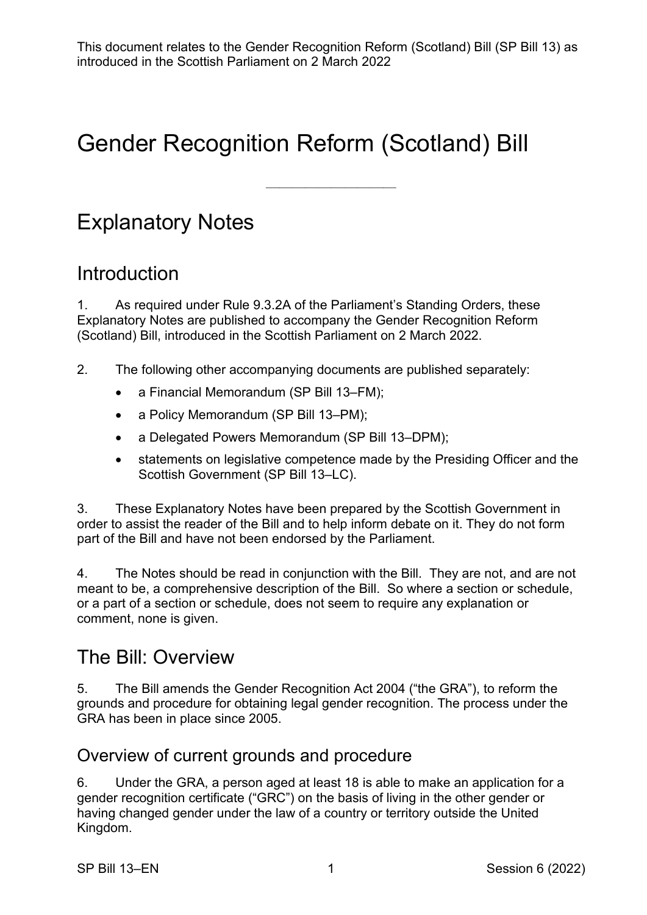This document relates to the Gender Recognition Reform (Scotland) Bill (SP Bill 13) as introduced in the Scottish Parliament on 2 March 2022

# Gender Recognition Reform (Scotland) Bill

---

# Explanatory Notes

## Introduction

1. As required under Rule 9.3.2A of the Parliament's Standing Orders, these Explanatory Notes are published to accompany the Gender Recognition Reform (Scotland) Bill, introduced in the Scottish Parliament on 2 March 2022.

2. The following other accompanying documents are published separately:

- a Financial Memorandum (SP Bill 13–FM);
- a Policy Memorandum (SP Bill 13–PM);
- a Delegated Powers Memorandum (SP Bill 13–DPM);
- statements on legislative competence made by the Presiding Officer and the Scottish Government (SP Bill 13–LC).

3. These Explanatory Notes have been prepared by the Scottish Government in order to assist the reader of the Bill and to help inform debate on it. They do not form part of the Bill and have not been endorsed by the Parliament.

4. The Notes should be read in conjunction with the Bill. They are not, and are not meant to be, a comprehensive description of the Bill. So where a section or schedule, or a part of a section or schedule, does not seem to require any explanation or comment, none is given.

## The Bill: Overview

5. The Bill amends the Gender Recognition Act 2004 ("the GRA"), to reform the grounds and procedure for obtaining legal gender recognition. The process under the GRA has been in place since 2005.

### Overview of current grounds and procedure

6. Under the GRA, a person aged at least 18 is able to make an application for a gender recognition certificate ("GRC") on the basis of living in the other gender or having changed gender under the law of a country or territory outside the United Kingdom.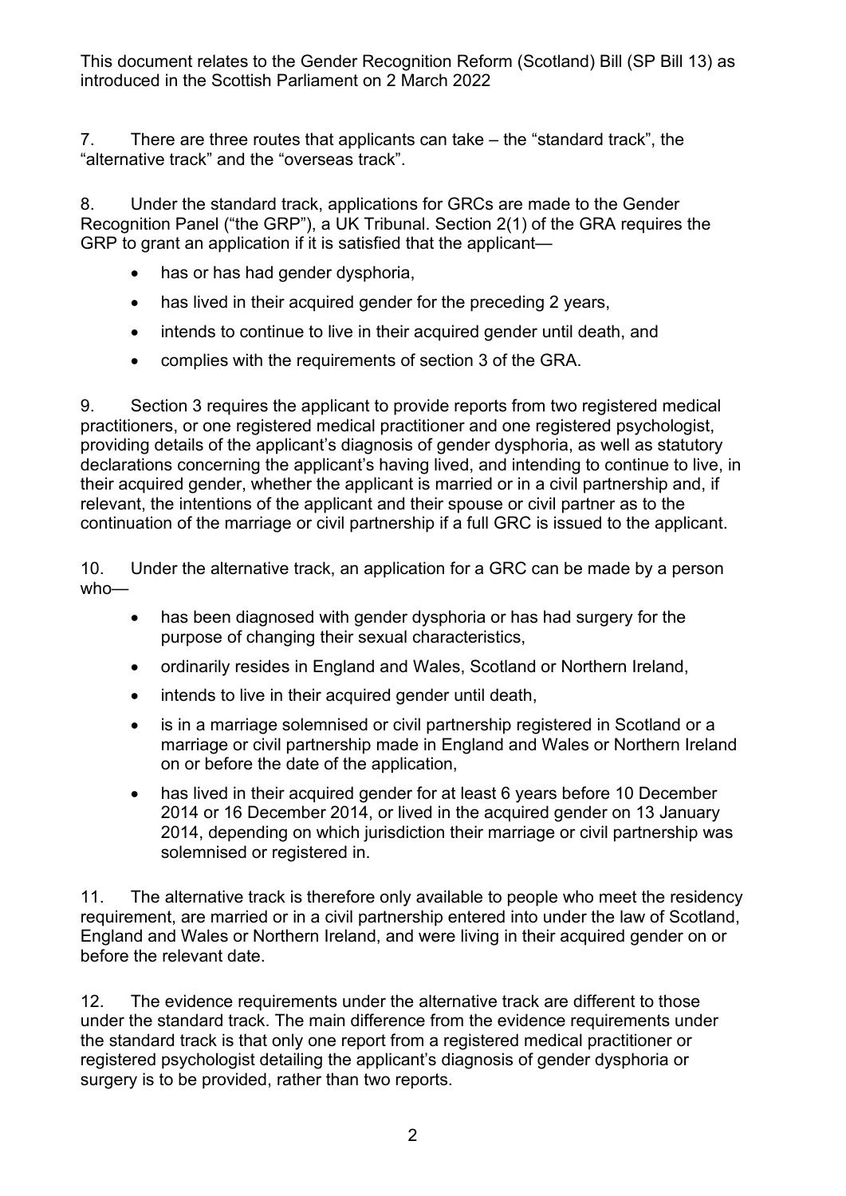7. There are three routes that applicants can take – the "standard track", the "alternative track" and the "overseas track".

8. Under the standard track, applications for GRCs are made to the Gender Recognition Panel ("the GRP"), a UK Tribunal. Section 2(1) of the GRA requires the GRP to grant an application if it is satisfied that the applicant—

- has or has had gender dysphoria,
- has lived in their acquired gender for the preceding 2 years,
- intends to continue to live in their acquired gender until death, and
- complies with the requirements of section 3 of the GRA.

9. Section 3 requires the applicant to provide reports from two registered medical practitioners, or one registered medical practitioner and one registered psychologist, providing details of the applicant's diagnosis of gender dysphoria, as well as statutory declarations concerning the applicant's having lived, and intending to continue to live, in their acquired gender, whether the applicant is married or in a civil partnership and, if relevant, the intentions of the applicant and their spouse or civil partner as to the continuation of the marriage or civil partnership if a full GRC is issued to the applicant.

10. Under the alternative track, an application for a GRC can be made by a person who—

- has been diagnosed with gender dysphoria or has had surgery for the purpose of changing their sexual characteristics,
- ordinarily resides in England and Wales, Scotland or Northern Ireland,
- intends to live in their acquired gender until death,
- is in a marriage solemnised or civil partnership registered in Scotland or a marriage or civil partnership made in England and Wales or Northern Ireland on or before the date of the application,
- has lived in their acquired gender for at least 6 years before 10 December 2014 or 16 December 2014, or lived in the acquired gender on 13 January 2014, depending on which jurisdiction their marriage or civil partnership was solemnised or registered in.

11. The alternative track is therefore only available to people who meet the residency requirement, are married or in a civil partnership entered into under the law of Scotland, England and Wales or Northern Ireland, and were living in their acquired gender on or before the relevant date.

12. The evidence requirements under the alternative track are different to those under the standard track. The main difference from the evidence requirements under the standard track is that only one report from a registered medical practitioner or registered psychologist detailing the applicant's diagnosis of gender dysphoria or surgery is to be provided, rather than two reports.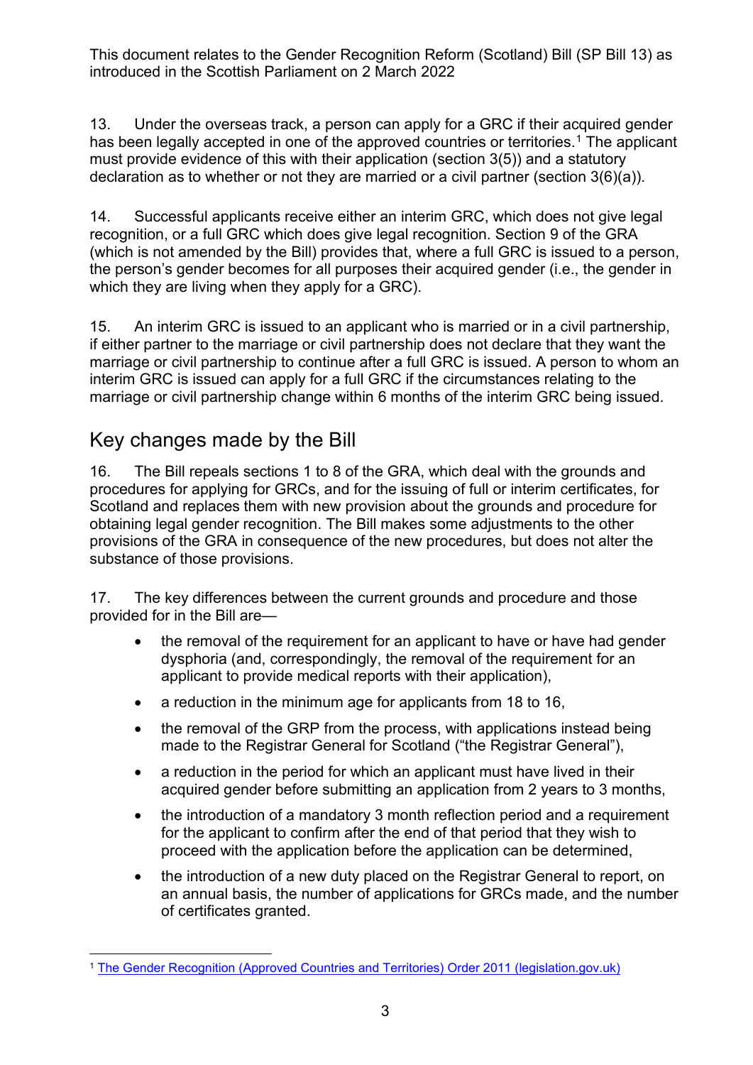This document relates to the Gender Recognition Reform (Scotland) Bill (SP Bill 13) as introduced in the Scottish Parliament on 2 March 2022

13. Under the overseas track, a person can apply for a GRC if their acquired gender has been legally accepted in one of the approved countries or territories.[1] The applicant must provide evidence of this with their application (section 3(5)) and a statutory declaration as to whether or not they are married or a civil partner (section 3(6)(a)).

14. Successful applicants receive either an interim GRC, which does not give legal recognition, or a full GRC which does give legal recognition. Section 9 of the GRA (which is not amended by the Bill) provides that, where a full GRC is issued to a person, the person's gender becomes for all purposes their acquired gender (i.e., the gender in which they are living when they apply for a GRC).

15. An interim GRC is issued to an applicant who is married or in a civil partnership, if either partner to the marriage or civil partnership does not declare that they want the marriage or civil partnership to continue after a full GRC is issued. A person to whom an interim GRC is issued can apply for a full GRC if the circumstances relating to the marriage or civil partnership change within 6 months of the interim GRC being issued.

## Key changes made by the Bill

16. The Bill repeals sections 1 to 8 of the GRA, which deal with the grounds and procedures for applying for GRCs, and for the issuing of full or interim certificates, for Scotland and replaces them with new provision about the grounds and procedure for obtaining legal gender recognition. The Bill makes some adjustments to the other provisions of the GRA in consequence of the new procedures, but does not alter the substance of those provisions.

17. The key differences between the current grounds and procedure and those provided for in the Bill are—

- the removal of the requirement for an applicant to have or have had gender dysphoria (and, correspondingly, the removal of the requirement for an applicant to provide medical reports with their application),
- a reduction in the minimum age for applicants from 18 to 16,
- the removal of the GRP from the process, with applications instead being made to the Registrar General for Scotland ("the Registrar General"),
- a reduction in the period for which an applicant must have lived in their acquired gender before submitting an application from 2 years to 3 months,
- the introduction of a mandatory 3 month reflection period and a requirement for the applicant to confirm after the end of that period that they wish to proceed with the application before the application can be determined,
- the introduction of a new duty placed on the Registrar General to report, on an annual basis, the number of applications for GRCs made, and the number of certificates granted.

[1] [The Gender Recognition (Approved Countries and Territories) Order 2011 (legislation.gov.uk)]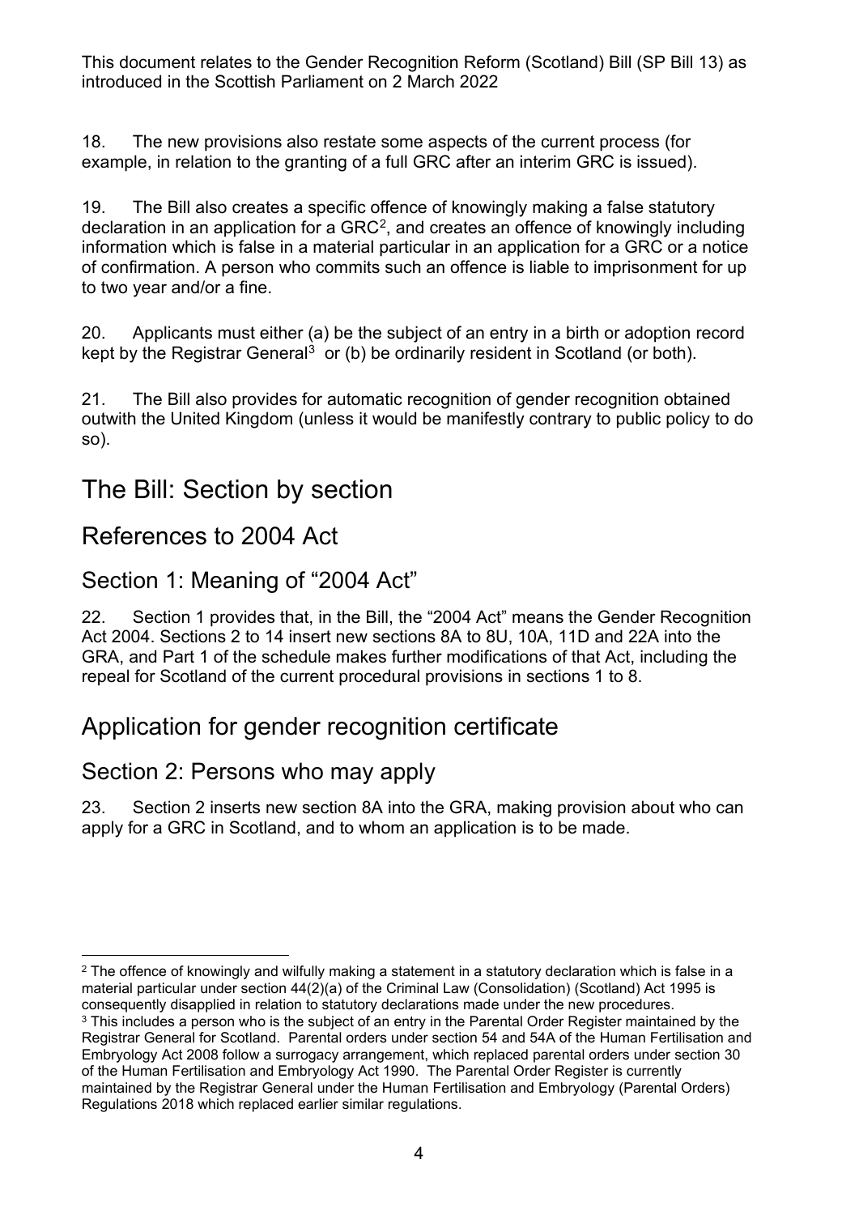18. The new provisions also restate some aspects of the current process (for example, in relation to the granting of a full GRC after an interim GRC is issued).

19. The Bill also creates a specific offence of knowingly making a false statutory declaration in an application for a GRC[2], and creates an offence of knowingly including information which is false in a material particular in an application for a GRC or a notice of confirmation. A person who commits such an offence is liable to imprisonment for up to two year and/or a fine.

20. Applicants must either (a) be the subject of an entry in a birth or adoption record kept by the Registrar General[3] or (b) be ordinarily resident in Scotland (or both).

21. The Bill also provides for automatic recognition of gender recognition obtained outwith the United Kingdom (unless it would be manifestly contrary to public policy to do so).

# The Bill: Section by section

## References to 2004 Act

### Section 1: Meaning of "2004 Act"

22. Section 1 provides that, in the Bill, the "2004 Act" means the Gender Recognition Act 2004. Sections 2 to 14 insert new sections 8A to 8U, 10A, 11D and 22A into the GRA, and Part 1 of the schedule makes further modifications of that Act, including the repeal for Scotland of the current procedural provisions in sections 1 to 8.

## Application for gender recognition certificate

### Section 2: Persons who may apply

23. Section 2 inserts new section 8A into the GRA, making provision about who can apply for a GRC in Scotland, and to whom an application is to be made.

---

[2] The offence of knowingly and wilfully making a statement in a statutory declaration which is false in a material particular under section 44(2)(a) of the Criminal Law (Consolidation) (Scotland) Act 1995 is consequently disapplied in relation to statutory declarations made under the new procedures.

[3] This includes a person who is the subject of an entry in the Parental Order Register maintained by the Registrar General for Scotland. Parental orders under section 54 and 54A of the Human Fertilisation and Embryology Act 2008 follow a surrogacy arrangement, which replaced parental orders under section 30 of the Human Fertilisation and Embryology Act 1990. The Parental Order Register is currently maintained by the Registrar General under the Human Fertilisation and Embryology (Parental Orders) Regulations 2018 which replaced earlier similar regulations.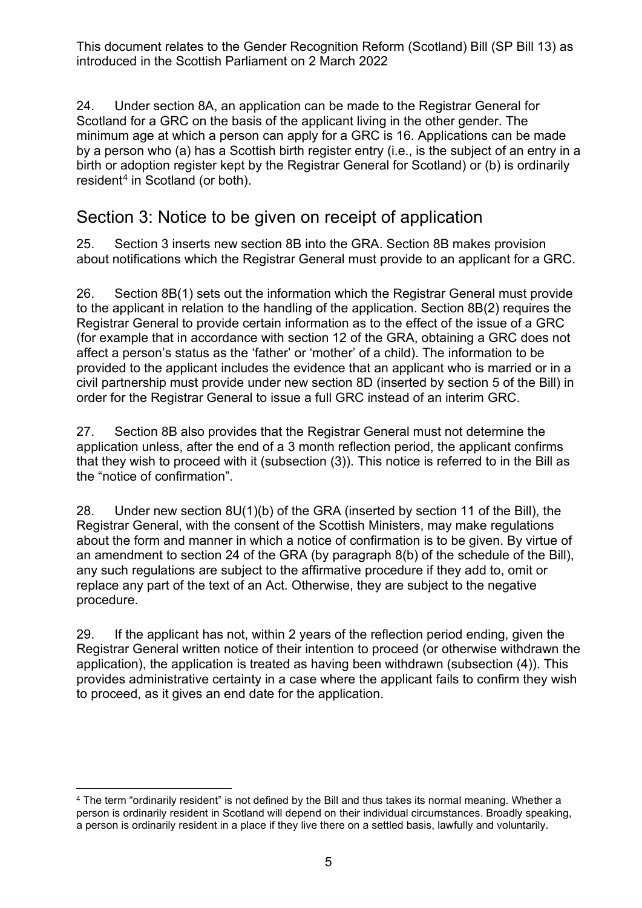24. Under section 8A, an application can be made to the Registrar General for Scotland for a GRC on the basis of the applicant living in the other gender. The minimum age at which a person can apply for a GRC is 16. Applications can be made by a person who (a) has a Scottish birth register entry (i.e., is the subject of an entry in a birth or adoption register kept by the Registrar General for Scotland) or (b) is ordinarily resident[4] in Scotland (or both).

## Section 3: Notice to be given on receipt of application

25. Section 3 inserts new section 8B into the GRA. Section 8B makes provision about notifications which the Registrar General must provide to an applicant for a GRC.

26. Section 8B(1) sets out the information which the Registrar General must provide to the applicant in relation to the handling of the application. Section 8B(2) requires the Registrar General to provide certain information as to the effect of the issue of a GRC (for example that in accordance with section 12 of the GRA, obtaining a GRC does not affect a person's status as the 'father' or 'mother' of a child). The information to be provided to the applicant includes the evidence that an applicant who is married or in a civil partnership must provide under new section 8D (inserted by section 5 of the Bill) in order for the Registrar General to issue a full GRC instead of an interim GRC.

27. Section 8B also provides that the Registrar General must not determine the application unless, after the end of a 3 month reflection period, the applicant confirms that they wish to proceed with it (subsection (3)). This notice is referred to in the Bill as the "notice of confirmation".

28. Under new section 8U(1)(b) of the GRA (inserted by section 11 of the Bill), the Registrar General, with the consent of the Scottish Ministers, may make regulations about the form and manner in which a notice of confirmation is to be given. By virtue of an amendment to section 24 of the GRA (by paragraph 8(b) of the schedule of the Bill), any such regulations are subject to the affirmative procedure if they add to, omit or replace any part of the text of an Act. Otherwise, they are subject to the negative procedure.

29. If the applicant has not, within 2 years of the reflection period ending, given the Registrar General written notice of their intention to proceed (or otherwise withdrawn the application), the application is treated as having been withdrawn (subsection (4)). This provides administrative certainty in a case where the applicant fails to confirm they wish to proceed, as it gives an end date for the application.

---

[4] The term "ordinarily resident" is not defined by the Bill and thus takes its normal meaning. Whether a person is ordinarily resident in Scotland will depend on their individual circumstances. Broadly speaking, a person is ordinarily resident in a place if they live there on a settled basis, lawfully and voluntarily.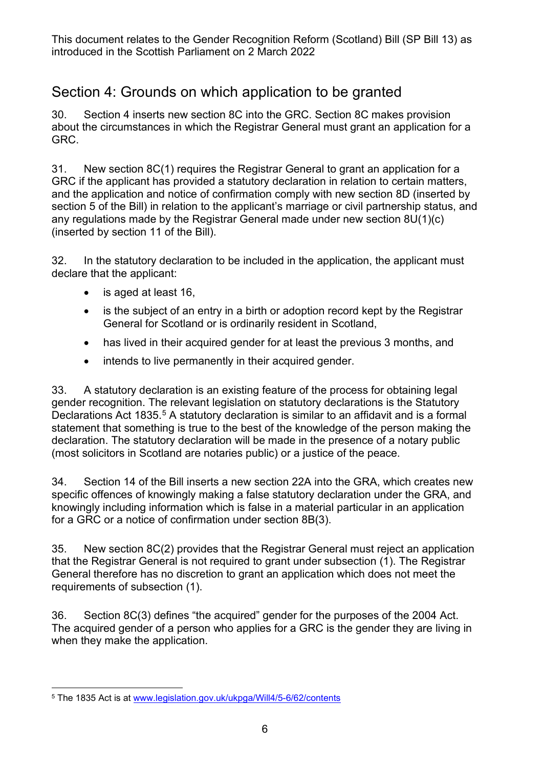## Section 4: Grounds on which application to be granted

30. Section 4 inserts new section 8C into the GRC. Section 8C makes provision about the circumstances in which the Registrar General must grant an application for a GRC.

31. New section 8C(1) requires the Registrar General to grant an application for a GRC if the applicant has provided a statutory declaration in relation to certain matters, and the application and notice of confirmation comply with new section 8D (inserted by section 5 of the Bill) in relation to the applicant's marriage or civil partnership status, and any regulations made by the Registrar General made under new section 8U(1)(c) (inserted by section 11 of the Bill).

32. In the statutory declaration to be included in the application, the applicant must declare that the applicant:

- is aged at least 16,
- is the subject of an entry in a birth or adoption record kept by the Registrar General for Scotland or is ordinarily resident in Scotland,
- has lived in their acquired gender for at least the previous 3 months, and
- intends to live permanently in their acquired gender.

33. A statutory declaration is an existing feature of the process for obtaining legal gender recognition. The relevant legislation on statutory declarations is the Statutory Declarations Act 1835.[5] A statutory declaration is similar to an affidavit and is a formal statement that something is true to the best of the knowledge of the person making the declaration. The statutory declaration will be made in the presence of a notary public (most solicitors in Scotland are notaries public) or a justice of the peace.

34. Section 14 of the Bill inserts a new section 22A into the GRA, which creates new specific offences of knowingly making a false statutory declaration under the GRA, and knowingly including information which is false in a material particular in an application for a GRC or a notice of confirmation under section 8B(3).

35. New section 8C(2) provides that the Registrar General must reject an application that the Registrar General is not required to grant under subsection (1). The Registrar General therefore has no discretion to grant an application which does not meet the requirements of subsection (1).

36. Section 8C(3) defines "the acquired" gender for the purposes of the 2004 Act. The acquired gender of a person who applies for a GRC is the gender they are living in when they make the application.

[5] The 1835 Act is at www.legislation.gov.uk/ukpga/Will4/5-6/62/contents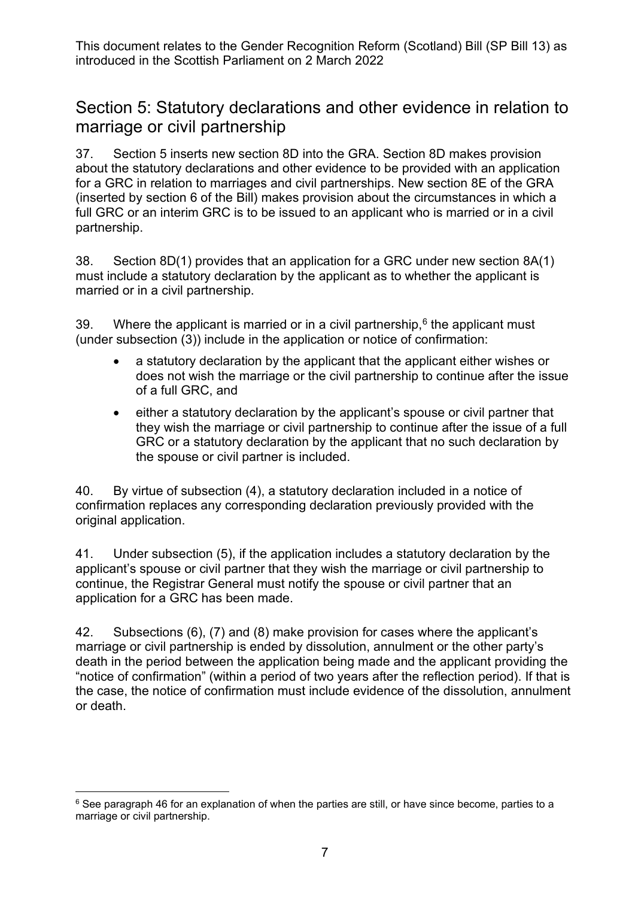## Section 5: Statutory declarations and other evidence in relation to marriage or civil partnership

37. Section 5 inserts new section 8D into the GRA. Section 8D makes provision about the statutory declarations and other evidence to be provided with an application for a GRC in relation to marriages and civil partnerships. New section 8E of the GRA (inserted by section 6 of the Bill) makes provision about the circumstances in which a full GRC or an interim GRC is to be issued to an applicant who is married or in a civil partnership.

38. Section 8D(1) provides that an application for a GRC under new section 8A(1) must include a statutory declaration by the applicant as to whether the applicant is married or in a civil partnership.

39. Where the applicant is married or in a civil partnership,[6] the applicant must (under subsection (3)) include in the application or notice of confirmation:

- a statutory declaration by the applicant that the applicant either wishes or does not wish the marriage or the civil partnership to continue after the issue of a full GRC, and
- either a statutory declaration by the applicant's spouse or civil partner that they wish the marriage or civil partnership to continue after the issue of a full GRC or a statutory declaration by the applicant that no such declaration by the spouse or civil partner is included.

40. By virtue of subsection (4), a statutory declaration included in a notice of confirmation replaces any corresponding declaration previously provided with the original application.

41. Under subsection (5), if the application includes a statutory declaration by the applicant's spouse or civil partner that they wish the marriage or civil partnership to continue, the Registrar General must notify the spouse or civil partner that an application for a GRC has been made.

42. Subsections (6), (7) and (8) make provision for cases where the applicant's marriage or civil partnership is ended by dissolution, annulment or the other party's death in the period between the application being made and the applicant providing the "notice of confirmation" (within a period of two years after the reflection period). If that is the case, the notice of confirmation must include evidence of the dissolution, annulment or death.

---

[6] See paragraph 46 for an explanation of when the parties are still, or have since become, parties to a marriage or civil partnership.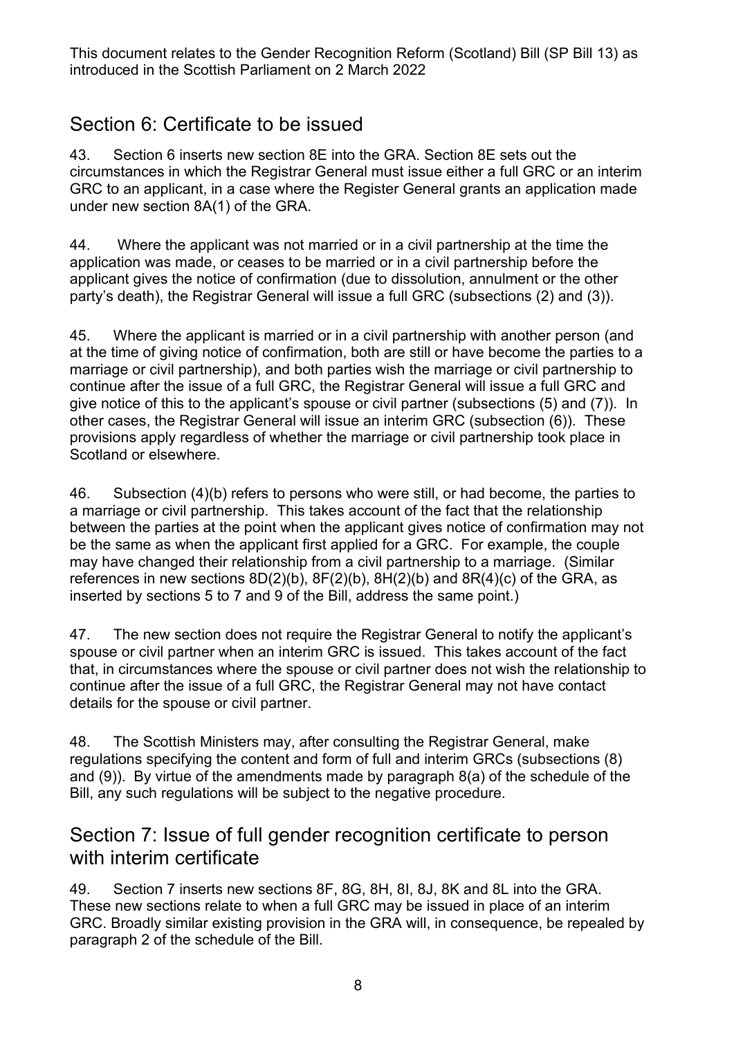## Section 6: Certificate to be issued

43. Section 6 inserts new section 8E into the GRA. Section 8E sets out the circumstances in which the Registrar General must issue either a full GRC or an interim GRC to an applicant, in a case where the Register General grants an application made under new section 8A(1) of the GRA.

44. Where the applicant was not married or in a civil partnership at the time the application was made, or ceases to be married or in a civil partnership before the applicant gives the notice of confirmation (due to dissolution, annulment or the other party's death), the Registrar General will issue a full GRC (subsections (2) and (3)).

45. Where the applicant is married or in a civil partnership with another person (and at the time of giving notice of confirmation, both are still or have become the parties to a marriage or civil partnership), and both parties wish the marriage or civil partnership to continue after the issue of a full GRC, the Registrar General will issue a full GRC and give notice of this to the applicant's spouse or civil partner (subsections (5) and (7)). In other cases, the Registrar General will issue an interim GRC (subsection (6)). These provisions apply regardless of whether the marriage or civil partnership took place in Scotland or elsewhere.

46. Subsection (4)(b) refers to persons who were still, or had become, the parties to a marriage or civil partnership. This takes account of the fact that the relationship between the parties at the point when the applicant gives notice of confirmation may not be the same as when the applicant first applied for a GRC. For example, the couple may have changed their relationship from a civil partnership to a marriage. (Similar references in new sections 8D(2)(b), 8F(2)(b), 8H(2)(b) and 8R(4)(c) of the GRA, as inserted by sections 5 to 7 and 9 of the Bill, address the same point.)

47. The new section does not require the Registrar General to notify the applicant's spouse or civil partner when an interim GRC is issued. This takes account of the fact that, in circumstances where the spouse or civil partner does not wish the relationship to continue after the issue of a full GRC, the Registrar General may not have contact details for the spouse or civil partner.

48. The Scottish Ministers may, after consulting the Registrar General, make regulations specifying the content and form of full and interim GRCs (subsections (8) and (9)). By virtue of the amendments made by paragraph 8(a) of the schedule of the Bill, any such regulations will be subject to the negative procedure.

## Section 7: Issue of full gender recognition certificate to person with interim certificate

49. Section 7 inserts new sections 8F, 8G, 8H, 8I, 8J, 8K and 8L into the GRA. These new sections relate to when a full GRC may be issued in place of an interim GRC. Broadly similar existing provision in the GRA will, in consequence, be repealed by paragraph 2 of the schedule of the Bill.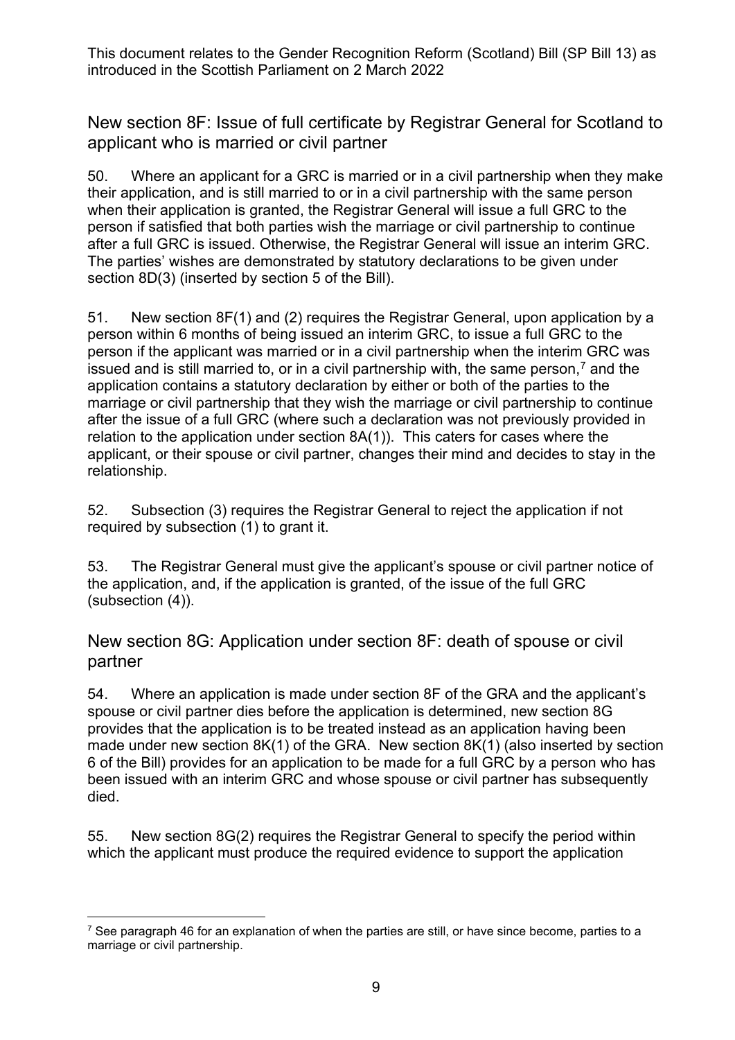## New section 8F: Issue of full certificate by Registrar General for Scotland to applicant who is married or civil partner

50. Where an applicant for a GRC is married or in a civil partnership when they make their application, and is still married to or in a civil partnership with the same person when their application is granted, the Registrar General will issue a full GRC to the person if satisfied that both parties wish the marriage or civil partnership to continue after a full GRC is issued. Otherwise, the Registrar General will issue an interim GRC. The parties' wishes are demonstrated by statutory declarations to be given under section 8D(3) (inserted by section 5 of the Bill).

51. New section 8F(1) and (2) requires the Registrar General, upon application by a person within 6 months of being issued an interim GRC, to issue a full GRC to the person if the applicant was married or in a civil partnership when the interim GRC was issued and is still married to, or in a civil partnership with, the same person,[7] and the application contains a statutory declaration by either or both of the parties to the marriage or civil partnership that they wish the marriage or civil partnership to continue after the issue of a full GRC (where such a declaration was not previously provided in relation to the application under section 8A(1)). This caters for cases where the applicant, or their spouse or civil partner, changes their mind and decides to stay in the relationship.

52. Subsection (3) requires the Registrar General to reject the application if not required by subsection (1) to grant it.

53. The Registrar General must give the applicant's spouse or civil partner notice of the application, and, if the application is granted, of the issue of the full GRC (subsection (4)).

## New section 8G: Application under section 8F: death of spouse or civil partner

54. Where an application is made under section 8F of the GRA and the applicant's spouse or civil partner dies before the application is determined, new section 8G provides that the application is to be treated instead as an application having been made under new section 8K(1) of the GRA. New section 8K(1) (also inserted by section 6 of the Bill) provides for an application to be made for a full GRC by a person who has been issued with an interim GRC and whose spouse or civil partner has subsequently died.

55. New section 8G(2) requires the Registrar General to specify the period within which the applicant must produce the required evidence to support the application

---

[7] See paragraph 46 for an explanation of when the parties are still, or have since become, parties to a marriage or civil partnership.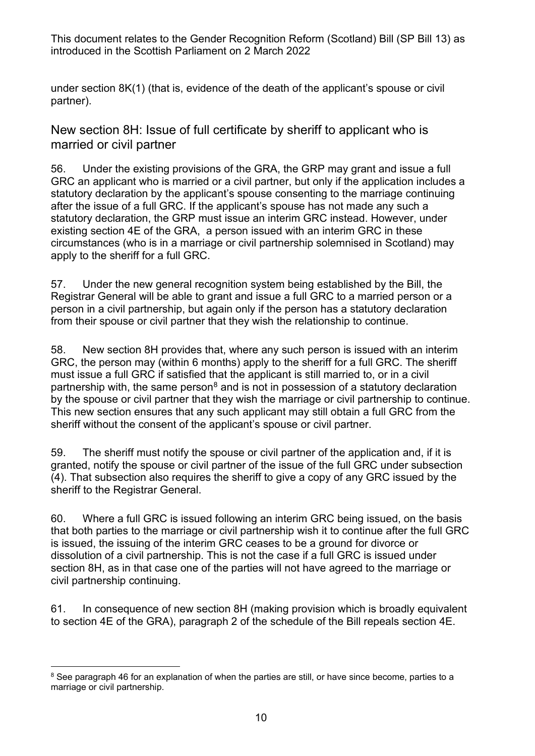under section 8K(1) (that is, evidence of the death of the applicant's spouse or civil partner).

## New section 8H: Issue of full certificate by sheriff to applicant who is married or civil partner

56. Under the existing provisions of the GRA, the GRP may grant and issue a full GRC an applicant who is married or a civil partner, but only if the application includes a statutory declaration by the applicant's spouse consenting to the marriage continuing after the issue of a full GRC. If the applicant's spouse has not made any such a statutory declaration, the GRP must issue an interim GRC instead. However, under existing section 4E of the GRA, a person issued with an interim GRC in these circumstances (who is in a marriage or civil partnership solemnised in Scotland) may apply to the sheriff for a full GRC.

57. Under the new general recognition system being established by the Bill, the Registrar General will be able to grant and issue a full GRC to a married person or a person in a civil partnership, but again only if the person has a statutory declaration from their spouse or civil partner that they wish the relationship to continue.

58. New section 8H provides that, where any such person is issued with an interim GRC, the person may (within 6 months) apply to the sheriff for a full GRC. The sheriff must issue a full GRC if satisfied that the applicant is still married to, or in a civil partnership with, the same person[8] and is not in possession of a statutory declaration by the spouse or civil partner that they wish the marriage or civil partnership to continue. This new section ensures that any such applicant may still obtain a full GRC from the sheriff without the consent of the applicant's spouse or civil partner.

59. The sheriff must notify the spouse or civil partner of the application and, if it is granted, notify the spouse or civil partner of the issue of the full GRC under subsection (4). That subsection also requires the sheriff to give a copy of any GRC issued by the sheriff to the Registrar General.

60. Where a full GRC is issued following an interim GRC being issued, on the basis that both parties to the marriage or civil partnership wish it to continue after the full GRC is issued, the issuing of the interim GRC ceases to be a ground for divorce or dissolution of a civil partnership. This is not the case if a full GRC is issued under section 8H, as in that case one of the parties will not have agreed to the marriage or civil partnership continuing.

61. In consequence of new section 8H (making provision which is broadly equivalent to section 4E of the GRA), paragraph 2 of the schedule of the Bill repeals section 4E.

---

[8] See paragraph 46 for an explanation of when the parties are still, or have since become, parties to a marriage or civil partnership.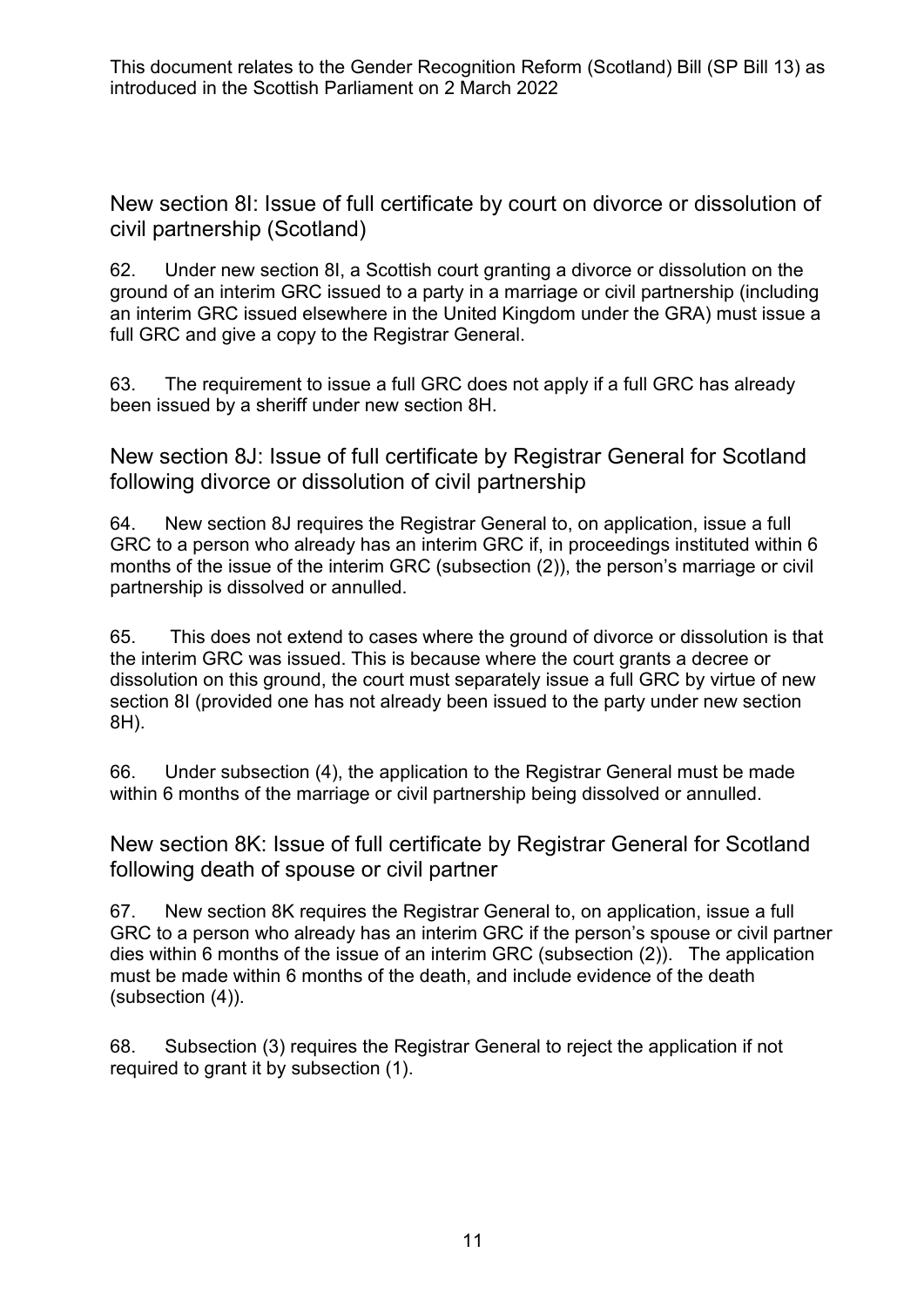## New section 8I: Issue of full certificate by court on divorce or dissolution of civil partnership (Scotland)

62. Under new section 8I, a Scottish court granting a divorce or dissolution on the ground of an interim GRC issued to a party in a marriage or civil partnership (including an interim GRC issued elsewhere in the United Kingdom under the GRA) must issue a full GRC and give a copy to the Registrar General.

63. The requirement to issue a full GRC does not apply if a full GRC has already been issued by a sheriff under new section 8H.

## New section 8J: Issue of full certificate by Registrar General for Scotland following divorce or dissolution of civil partnership

64. New section 8J requires the Registrar General to, on application, issue a full GRC to a person who already has an interim GRC if, in proceedings instituted within 6 months of the issue of the interim GRC (subsection (2)), the person's marriage or civil partnership is dissolved or annulled.

65. This does not extend to cases where the ground of divorce or dissolution is that the interim GRC was issued. This is because where the court grants a decree or dissolution on this ground, the court must separately issue a full GRC by virtue of new section 8I (provided one has not already been issued to the party under new section 8H).

66. Under subsection (4), the application to the Registrar General must be made within 6 months of the marriage or civil partnership being dissolved or annulled.

## New section 8K: Issue of full certificate by Registrar General for Scotland following death of spouse or civil partner

67. New section 8K requires the Registrar General to, on application, issue a full GRC to a person who already has an interim GRC if the person's spouse or civil partner dies within 6 months of the issue of an interim GRC (subsection (2)). The application must be made within 6 months of the death, and include evidence of the death (subsection (4)).

68. Subsection (3) requires the Registrar General to reject the application if not required to grant it by subsection (1).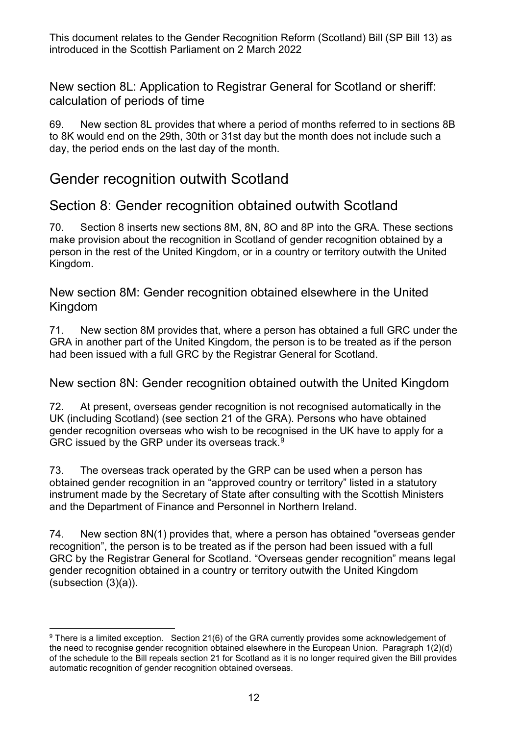## New section 8L: Application to Registrar General for Scotland or sheriff: calculation of periods of time

69. New section 8L provides that where a period of months referred to in sections 8B to 8K would end on the 29th, 30th or 31st day but the month does not include such a day, the period ends on the last day of the month.

# Gender recognition outwith Scotland

# Section 8: Gender recognition obtained outwith Scotland

70. Section 8 inserts new sections 8M, 8N, 8O and 8P into the GRA. These sections make provision about the recognition in Scotland of gender recognition obtained by a person in the rest of the United Kingdom, or in a country or territory outwith the United Kingdom.

## New section 8M: Gender recognition obtained elsewhere in the United Kingdom

71. New section 8M provides that, where a person has obtained a full GRC under the GRA in another part of the United Kingdom, the person is to be treated as if the person had been issued with a full GRC by the Registrar General for Scotland.

## New section 8N: Gender recognition obtained outwith the United Kingdom

72. At present, overseas gender recognition is not recognised automatically in the UK (including Scotland) (see section 21 of the GRA). Persons who have obtained gender recognition overseas who wish to be recognised in the UK have to apply for a GRC issued by the GRP under its overseas track.[9]

73. The overseas track operated by the GRP can be used when a person has obtained gender recognition in an "approved country or territory" listed in a statutory instrument made by the Secretary of State after consulting with the Scottish Ministers and the Department of Finance and Personnel in Northern Ireland.

74. New section 8N(1) provides that, where a person has obtained "overseas gender recognition", the person is to be treated as if the person had been issued with a full GRC by the Registrar General for Scotland. "Overseas gender recognition" means legal gender recognition obtained in a country or territory outwith the United Kingdom (subsection (3)(a)).

---

[9] There is a limited exception. Section 21(6) of the GRA currently provides some acknowledgement of the need to recognise gender recognition obtained elsewhere in the European Union. Paragraph 1(2)(d) of the schedule to the Bill repeals section 21 for Scotland as it is no longer required given the Bill provides automatic recognition of gender recognition obtained overseas.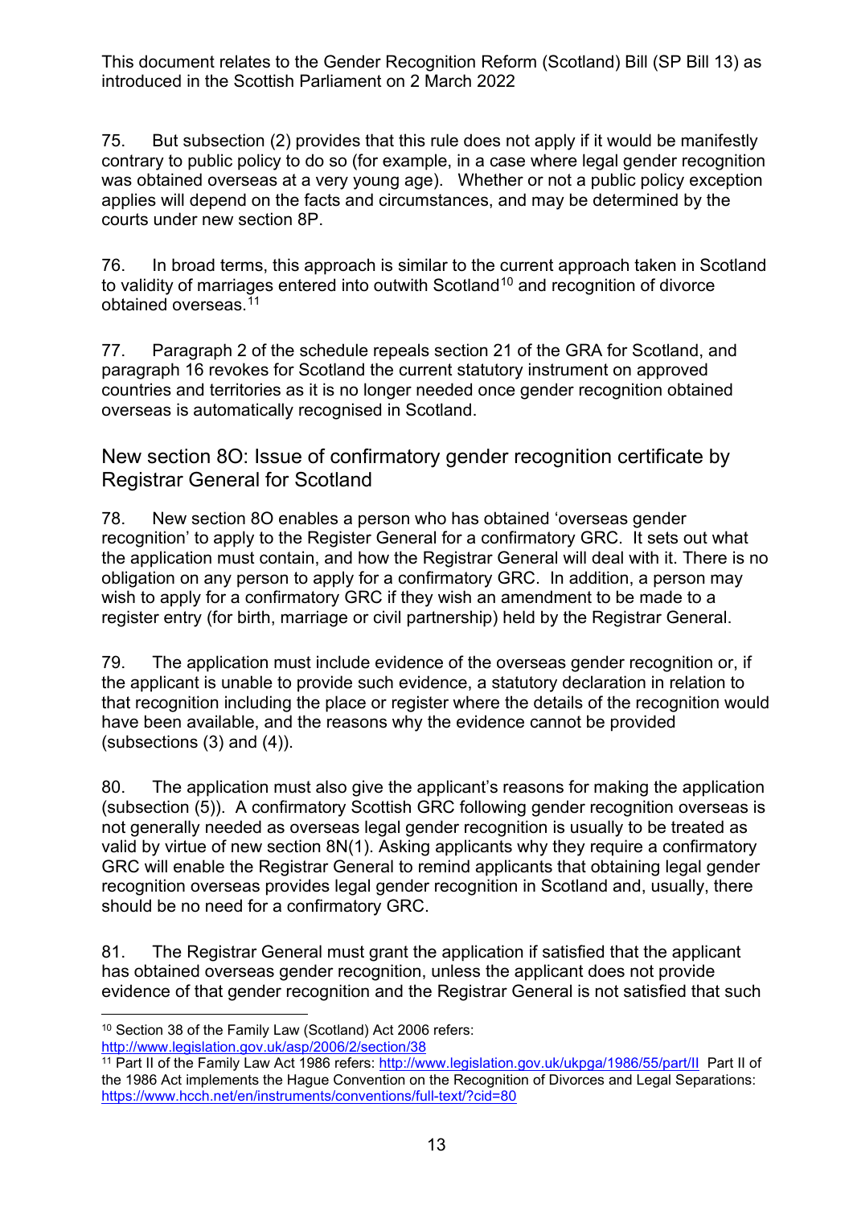75. But subsection (2) provides that this rule does not apply if it would be manifestly contrary to public policy to do so (for example, in a case where legal gender recognition was obtained overseas at a very young age). Whether or not a public policy exception applies will depend on the facts and circumstances, and may be determined by the courts under new section 8P.

76. In broad terms, this approach is similar to the current approach taken in Scotland to validity of marriages entered into outwith Scotland[10] and recognition of divorce obtained overseas.[11]

77. Paragraph 2 of the schedule repeals section 21 of the GRA for Scotland, and paragraph 16 revokes for Scotland the current statutory instrument on approved countries and territories as it is no longer needed once gender recognition obtained overseas is automatically recognised in Scotland.

## New section 8O: Issue of confirmatory gender recognition certificate by Registrar General for Scotland

78. New section 8O enables a person who has obtained 'overseas gender recognition' to apply to the Register General for a confirmatory GRC. It sets out what the application must contain, and how the Registrar General will deal with it. There is no obligation on any person to apply for a confirmatory GRC. In addition, a person may wish to apply for a confirmatory GRC if they wish an amendment to be made to a register entry (for birth, marriage or civil partnership) held by the Registrar General.

79. The application must include evidence of the overseas gender recognition or, if the applicant is unable to provide such evidence, a statutory declaration in relation to that recognition including the place or register where the details of the recognition would have been available, and the reasons why the evidence cannot be provided (subsections (3) and (4)).

80. The application must also give the applicant's reasons for making the application (subsection (5)). A confirmatory Scottish GRC following gender recognition overseas is not generally needed as overseas legal gender recognition is usually to be treated as valid by virtue of new section 8N(1). Asking applicants why they require a confirmatory GRC will enable the Registrar General to remind applicants that obtaining legal gender recognition overseas provides legal gender recognition in Scotland and, usually, there should be no need for a confirmatory GRC.

81. The Registrar General must grant the application if satisfied that the applicant has obtained overseas gender recognition, unless the applicant does not provide evidence of that gender recognition and the Registrar General is not satisfied that such

---

[10] Section 38 of the Family Law (Scotland) Act 2006 refers: http://www.legislation.gov.uk/asp/2006/2/section/38

[11] Part II of the Family Law Act 1986 refers: http://www.legislation.gov.uk/ukpga/1986/55/part/II Part II of the 1986 Act implements the Hague Convention on the Recognition of Divorces and Legal Separations: https://www.hcch.net/en/instruments/conventions/full-text/?cid=80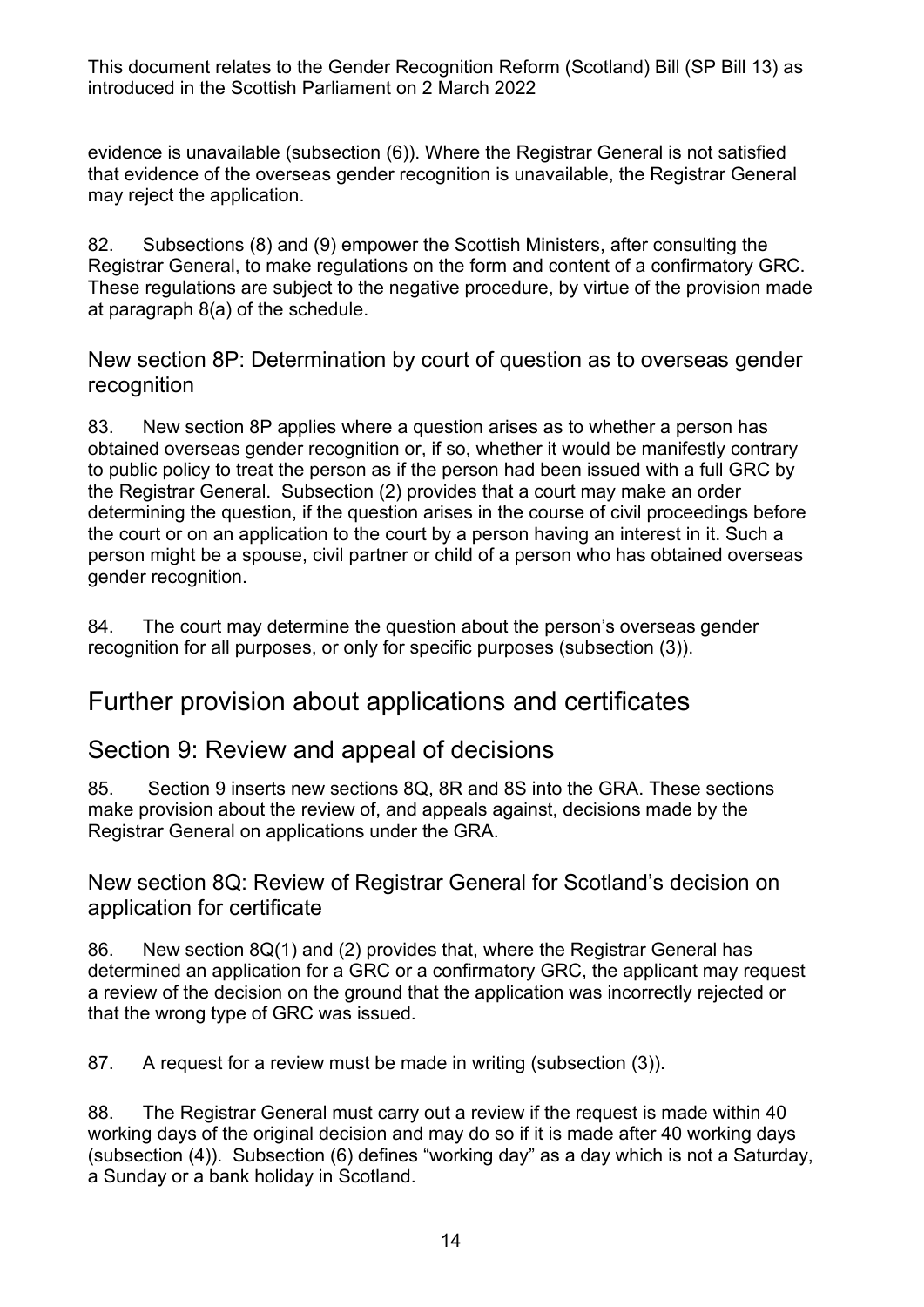evidence is unavailable (subsection (6)). Where the Registrar General is not satisfied that evidence of the overseas gender recognition is unavailable, the Registrar General may reject the application.

82. Subsections (8) and (9) empower the Scottish Ministers, after consulting the Registrar General, to make regulations on the form and content of a confirmatory GRC. These regulations are subject to the negative procedure, by virtue of the provision made at paragraph 8(a) of the schedule.

### New section 8P: Determination by court of question as to overseas gender recognition

83. New section 8P applies where a question arises as to whether a person has obtained overseas gender recognition or, if so, whether it would be manifestly contrary to public policy to treat the person as if the person had been issued with a full GRC by the Registrar General. Subsection (2) provides that a court may make an order determining the question, if the question arises in the course of civil proceedings before the court or on an application to the court by a person having an interest in it. Such a person might be a spouse, civil partner or child of a person who has obtained overseas gender recognition.

84. The court may determine the question about the person's overseas gender recognition for all purposes, or only for specific purposes (subsection (3)).

# Further provision about applications and certificates

## Section 9: Review and appeal of decisions

85. Section 9 inserts new sections 8Q, 8R and 8S into the GRA. These sections make provision about the review of, and appeals against, decisions made by the Registrar General on applications under the GRA.

### New section 8Q: Review of Registrar General for Scotland's decision on application for certificate

86. New section 8Q(1) and (2) provides that, where the Registrar General has determined an application for a GRC or a confirmatory GRC, the applicant may request a review of the decision on the ground that the application was incorrectly rejected or that the wrong type of GRC was issued.

87. A request for a review must be made in writing (subsection (3)).

88. The Registrar General must carry out a review if the request is made within 40 working days of the original decision and may do so if it is made after 40 working days (subsection (4)). Subsection (6) defines "working day" as a day which is not a Saturday, a Sunday or a bank holiday in Scotland.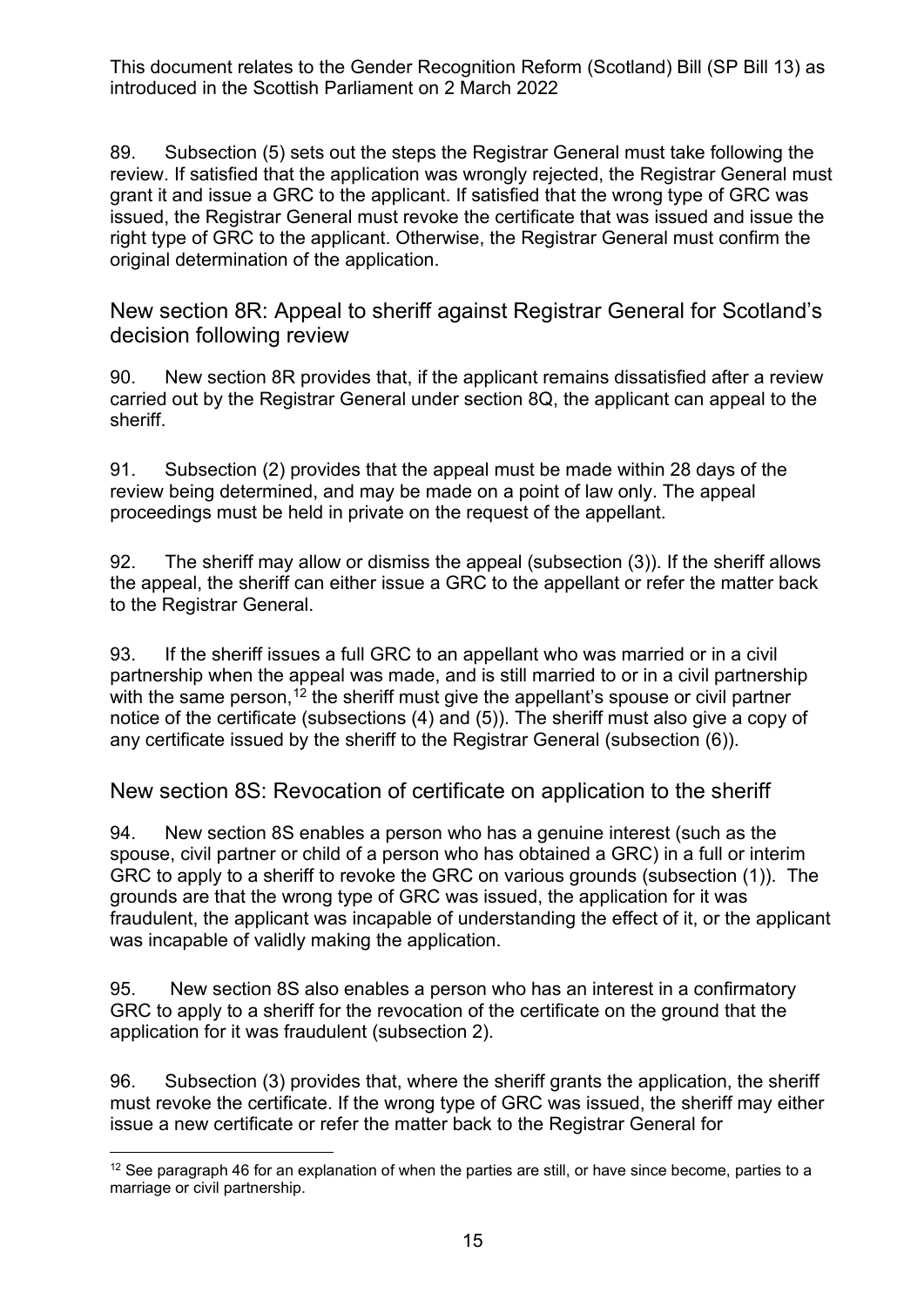89. Subsection (5) sets out the steps the Registrar General must take following the review. If satisfied that the application was wrongly rejected, the Registrar General must grant it and issue a GRC to the applicant. If satisfied that the wrong type of GRC was issued, the Registrar General must revoke the certificate that was issued and issue the right type of GRC to the applicant. Otherwise, the Registrar General must confirm the original determination of the application.

## New section 8R: Appeal to sheriff against Registrar General for Scotland's decision following review

90. New section 8R provides that, if the applicant remains dissatisfied after a review carried out by the Registrar General under section 8Q, the applicant can appeal to the sheriff.

91. Subsection (2) provides that the appeal must be made within 28 days of the review being determined, and may be made on a point of law only. The appeal proceedings must be held in private on the request of the appellant.

92. The sheriff may allow or dismiss the appeal (subsection (3)). If the sheriff allows the appeal, the sheriff can either issue a GRC to the appellant or refer the matter back to the Registrar General.

93. If the sheriff issues a full GRC to an appellant who was married or in a civil partnership when the appeal was made, and is still married to or in a civil partnership with the same person,[12] the sheriff must give the appellant's spouse or civil partner notice of the certificate (subsections (4) and (5)). The sheriff must also give a copy of any certificate issued by the sheriff to the Registrar General (subsection (6)).

## New section 8S: Revocation of certificate on application to the sheriff

94. New section 8S enables a person who has a genuine interest (such as the spouse, civil partner or child of a person who has obtained a GRC) in a full or interim GRC to apply to a sheriff to revoke the GRC on various grounds (subsection (1)). The grounds are that the wrong type of GRC was issued, the application for it was fraudulent, the applicant was incapable of understanding the effect of it, or the applicant was incapable of validly making the application.

95. New section 8S also enables a person who has an interest in a confirmatory GRC to apply to a sheriff for the revocation of the certificate on the ground that the application for it was fraudulent (subsection 2).

96. Subsection (3) provides that, where the sheriff grants the application, the sheriff must revoke the certificate. If the wrong type of GRC was issued, the sheriff may either issue a new certificate or refer the matter back to the Registrar General for

[12] See paragraph 46 for an explanation of when the parties are still, or have since become, parties to a marriage or civil partnership.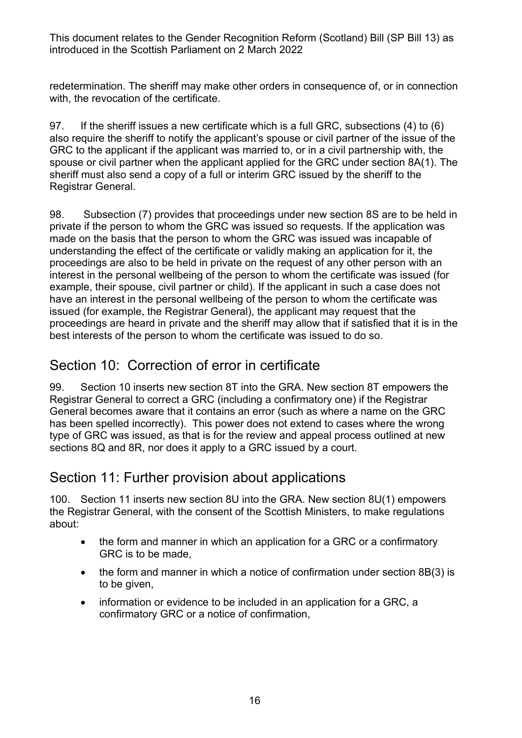redetermination. The sheriff may make other orders in consequence of, or in connection with, the revocation of the certificate.

97. If the sheriff issues a new certificate which is a full GRC, subsections (4) to (6) also require the sheriff to notify the applicant's spouse or civil partner of the issue of the GRC to the applicant if the applicant was married to, or in a civil partnership with, the spouse or civil partner when the applicant applied for the GRC under section 8A(1). The sheriff must also send a copy of a full or interim GRC issued by the sheriff to the Registrar General.

98. Subsection (7) provides that proceedings under new section 8S are to be held in private if the person to whom the GRC was issued so requests. If the application was made on the basis that the person to whom the GRC was issued was incapable of understanding the effect of the certificate or validly making an application for it, the proceedings are also to be held in private on the request of any other person with an interest in the personal wellbeing of the person to whom the certificate was issued (for example, their spouse, civil partner or child). If the applicant in such a case does not have an interest in the personal wellbeing of the person to whom the certificate was issued (for example, the Registrar General), the applicant may request that the proceedings are heard in private and the sheriff may allow that if satisfied that it is in the best interests of the person to whom the certificate was issued to do so.

## Section 10: Correction of error in certificate

99. Section 10 inserts new section 8T into the GRA. New section 8T empowers the Registrar General to correct a GRC (including a confirmatory one) if the Registrar General becomes aware that it contains an error (such as where a name on the GRC has been spelled incorrectly). This power does not extend to cases where the wrong type of GRC was issued, as that is for the review and appeal process outlined at new sections 8Q and 8R, nor does it apply to a GRC issued by a court.

## Section 11: Further provision about applications

100. Section 11 inserts new section 8U into the GRA. New section 8U(1) empowers the Registrar General, with the consent of the Scottish Ministers, to make regulations about:

- the form and manner in which an application for a GRC or a confirmatory GRC is to be made,
- the form and manner in which a notice of confirmation under section 8B(3) is to be given,
- information or evidence to be included in an application for a GRC, a confirmatory GRC or a notice of confirmation,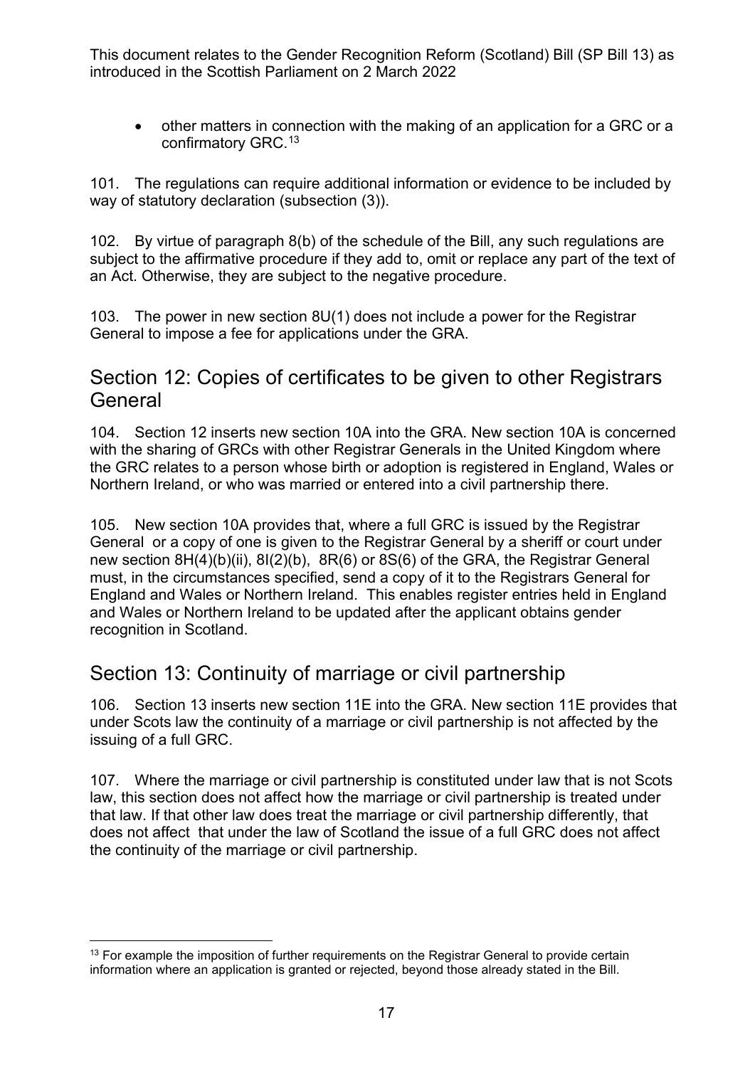- other matters in connection with the making of an application for a GRC or a confirmatory GRC.[13]

101. The regulations can require additional information or evidence to be included by way of statutory declaration (subsection (3)).

102. By virtue of paragraph 8(b) of the schedule of the Bill, any such regulations are subject to the affirmative procedure if they add to, omit or replace any part of the text of an Act. Otherwise, they are subject to the negative procedure.

103. The power in new section 8U(1) does not include a power for the Registrar General to impose a fee for applications under the GRA.

## Section 12: Copies of certificates to be given to other Registrars General

104. Section 12 inserts new section 10A into the GRA. New section 10A is concerned with the sharing of GRCs with other Registrar Generals in the United Kingdom where the GRC relates to a person whose birth or adoption is registered in England, Wales or Northern Ireland, or who was married or entered into a civil partnership there.

105. New section 10A provides that, where a full GRC is issued by the Registrar General or a copy of one is given to the Registrar General by a sheriff or court under new section 8H(4)(b)(ii), 8I(2)(b), 8R(6) or 8S(6) of the GRA, the Registrar General must, in the circumstances specified, send a copy of it to the Registrars General for England and Wales or Northern Ireland. This enables register entries held in England and Wales or Northern Ireland to be updated after the applicant obtains gender recognition in Scotland.

## Section 13: Continuity of marriage or civil partnership

106. Section 13 inserts new section 11E into the GRA. New section 11E provides that under Scots law the continuity of a marriage or civil partnership is not affected by the issuing of a full GRC.

107. Where the marriage or civil partnership is constituted under law that is not Scots law, this section does not affect how the marriage or civil partnership is treated under that law. If that other law does treat the marriage or civil partnership differently, that does not affect that under the law of Scotland the issue of a full GRC does not affect the continuity of the marriage or civil partnership.

[13] For example the imposition of further requirements on the Registrar General to provide certain information where an application is granted or rejected, beyond those already stated in the Bill.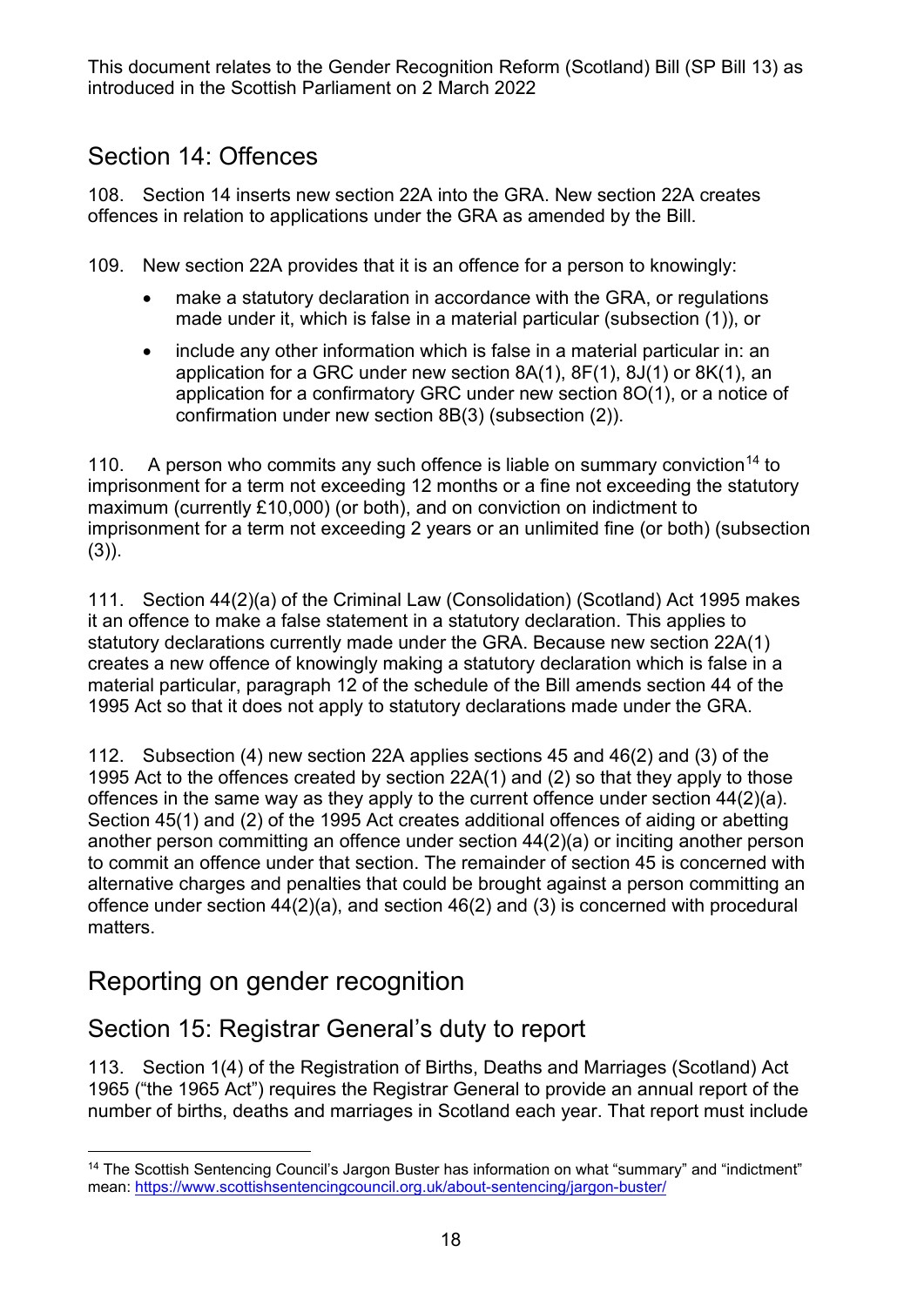## Section 14: Offences

108. Section 14 inserts new section 22A into the GRA. New section 22A creates offences in relation to applications under the GRA as amended by the Bill.

109. New section 22A provides that it is an offence for a person to knowingly:

- make a statutory declaration in accordance with the GRA, or regulations made under it, which is false in a material particular (subsection (1)), or
- include any other information which is false in a material particular in: an application for a GRC under new section 8A(1), 8F(1), 8J(1) or 8K(1), an application for a confirmatory GRC under new section 8O(1), or a notice of confirmation under new section 8B(3) (subsection (2)).

110. A person who commits any such offence is liable on summary conviction[14] to imprisonment for a term not exceeding 12 months or a fine not exceeding the statutory maximum (currently £10,000) (or both), and on conviction on indictment to imprisonment for a term not exceeding 2 years or an unlimited fine (or both) (subsection (3)).

111. Section 44(2)(a) of the Criminal Law (Consolidation) (Scotland) Act 1995 makes it an offence to make a false statement in a statutory declaration. This applies to statutory declarations currently made under the GRA. Because new section 22A(1) creates a new offence of knowingly making a statutory declaration which is false in a material particular, paragraph 12 of the schedule of the Bill amends section 44 of the 1995 Act so that it does not apply to statutory declarations made under the GRA.

112. Subsection (4) new section 22A applies sections 45 and 46(2) and (3) of the 1995 Act to the offences created by section 22A(1) and (2) so that they apply to those offences in the same way as they apply to the current offence under section 44(2)(a). Section 45(1) and (2) of the 1995 Act creates additional offences of aiding or abetting another person committing an offence under section 44(2)(a) or inciting another person to commit an offence under that section. The remainder of section 45 is concerned with alternative charges and penalties that could be brought against a person committing an offence under section 44(2)(a), and section 46(2) and (3) is concerned with procedural matters.

# Reporting on gender recognition

## Section 15: Registrar General's duty to report

113. Section 1(4) of the Registration of Births, Deaths and Marriages (Scotland) Act 1965 ("the 1965 Act") requires the Registrar General to provide an annual report of the number of births, deaths and marriages in Scotland each year. That report must include

[14] The Scottish Sentencing Council's Jargon Buster has information on what "summary" and "indictment" mean: https://www.scottishsentencingcouncil.org.uk/about-sentencing/jargon-buster/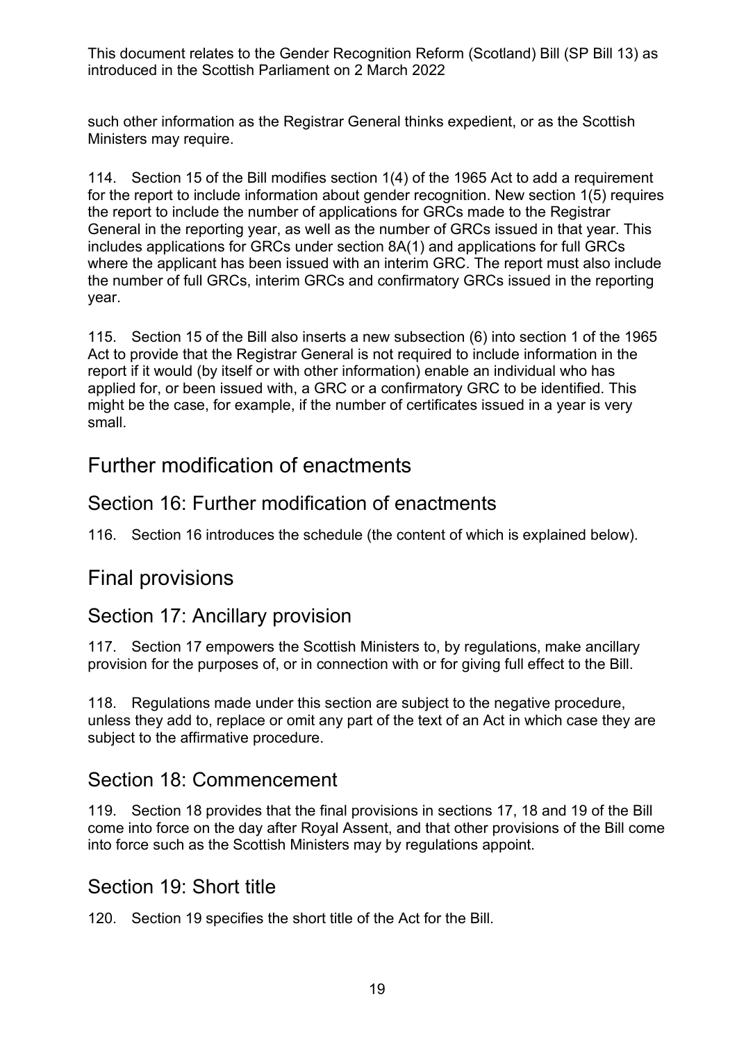such other information as the Registrar General thinks expedient, or as the Scottish Ministers may require.

114. Section 15 of the Bill modifies section 1(4) of the 1965 Act to add a requirement for the report to include information about gender recognition. New section 1(5) requires the report to include the number of applications for GRCs made to the Registrar General in the reporting year, as well as the number of GRCs issued in that year. This includes applications for GRCs under section 8A(1) and applications for full GRCs where the applicant has been issued with an interim GRC. The report must also include the number of full GRCs, interim GRCs and confirmatory GRCs issued in the reporting year.

115. Section 15 of the Bill also inserts a new subsection (6) into section 1 of the 1965 Act to provide that the Registrar General is not required to include information in the report if it would (by itself or with other information) enable an individual who has applied for, or been issued with, a GRC or a confirmatory GRC to be identified. This might be the case, for example, if the number of certificates issued in a year is very small.

# Further modification of enactments

## Section 16: Further modification of enactments

116. Section 16 introduces the schedule (the content of which is explained below).

# Final provisions

## Section 17: Ancillary provision

117. Section 17 empowers the Scottish Ministers to, by regulations, make ancillary provision for the purposes of, or in connection with or for giving full effect to the Bill.

118. Regulations made under this section are subject to the negative procedure, unless they add to, replace or omit any part of the text of an Act in which case they are subject to the affirmative procedure.

## Section 18: Commencement

119. Section 18 provides that the final provisions in sections 17, 18 and 19 of the Bill come into force on the day after Royal Assent, and that other provisions of the Bill come into force such as the Scottish Ministers may by regulations appoint.

## Section 19: Short title

120. Section 19 specifies the short title of the Act for the Bill.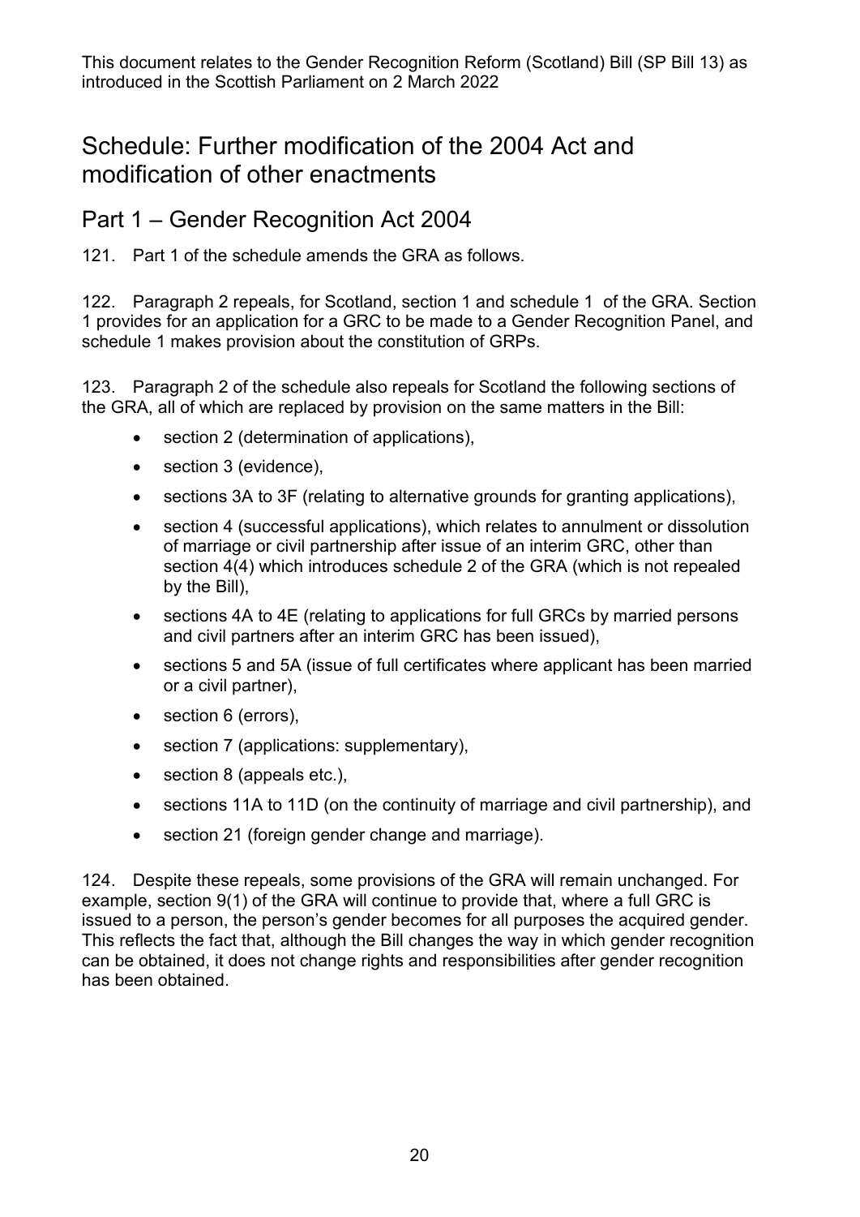# Schedule: Further modification of the 2004 Act and modification of other enactments

## Part 1 – Gender Recognition Act 2004

121. Part 1 of the schedule amends the GRA as follows.

122. Paragraph 2 repeals, for Scotland, section 1 and schedule 1 of the GRA. Section 1 provides for an application for a GRC to be made to a Gender Recognition Panel, and schedule 1 makes provision about the constitution of GRPs.

123. Paragraph 2 of the schedule also repeals for Scotland the following sections of the GRA, all of which are replaced by provision on the same matters in the Bill:

- section 2 (determination of applications),
- section 3 (evidence),
- sections 3A to 3F (relating to alternative grounds for granting applications),
- section 4 (successful applications), which relates to annulment or dissolution of marriage or civil partnership after issue of an interim GRC, other than section 4(4) which introduces schedule 2 of the GRA (which is not repealed by the Bill),
- sections 4A to 4E (relating to applications for full GRCs by married persons and civil partners after an interim GRC has been issued),
- sections 5 and 5A (issue of full certificates where applicant has been married or a civil partner),
- section 6 (errors),
- section 7 (applications: supplementary),
- section 8 (appeals etc.),
- sections 11A to 11D (on the continuity of marriage and civil partnership), and
- section 21 (foreign gender change and marriage).

124. Despite these repeals, some provisions of the GRA will remain unchanged. For example, section 9(1) of the GRA will continue to provide that, where a full GRC is issued to a person, the person's gender becomes for all purposes the acquired gender. This reflects the fact that, although the Bill changes the way in which gender recognition can be obtained, it does not change rights and responsibilities after gender recognition has been obtained.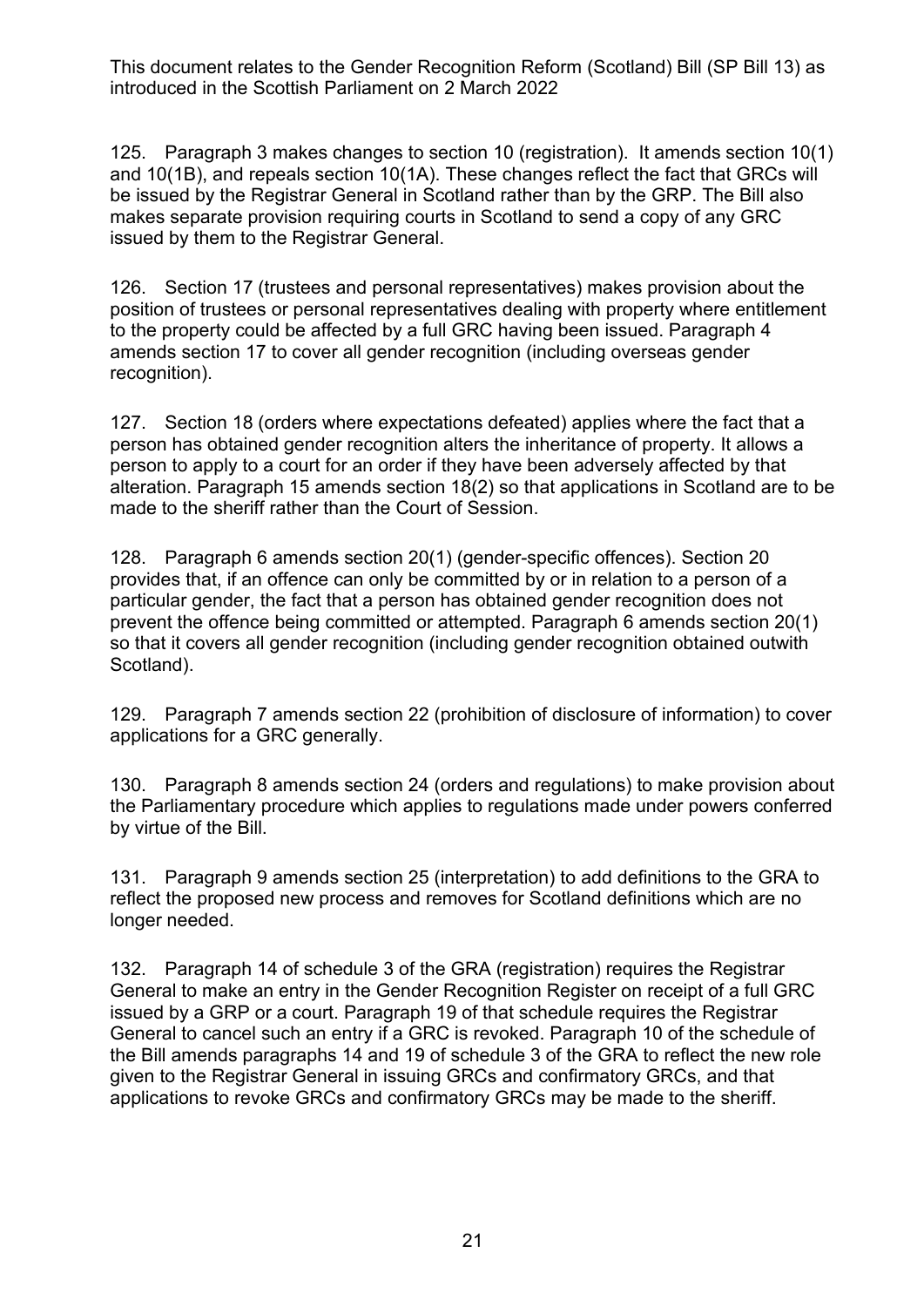125. Paragraph 3 makes changes to section 10 (registration). It amends section 10(1) and 10(1B), and repeals section 10(1A). These changes reflect the fact that GRCs will be issued by the Registrar General in Scotland rather than by the GRP. The Bill also makes separate provision requiring courts in Scotland to send a copy of any GRC issued by them to the Registrar General.

126. Section 17 (trustees and personal representatives) makes provision about the position of trustees or personal representatives dealing with property where entitlement to the property could be affected by a full GRC having been issued. Paragraph 4 amends section 17 to cover all gender recognition (including overseas gender recognition).

127. Section 18 (orders where expectations defeated) applies where the fact that a person has obtained gender recognition alters the inheritance of property. It allows a person to apply to a court for an order if they have been adversely affected by that alteration. Paragraph 15 amends section 18(2) so that applications in Scotland are to be made to the sheriff rather than the Court of Session.

128. Paragraph 6 amends section 20(1) (gender-specific offences). Section 20 provides that, if an offence can only be committed by or in relation to a person of a particular gender, the fact that a person has obtained gender recognition does not prevent the offence being committed or attempted. Paragraph 6 amends section 20(1) so that it covers all gender recognition (including gender recognition obtained outwith Scotland).

129. Paragraph 7 amends section 22 (prohibition of disclosure of information) to cover applications for a GRC generally.

130. Paragraph 8 amends section 24 (orders and regulations) to make provision about the Parliamentary procedure which applies to regulations made under powers conferred by virtue of the Bill.

131. Paragraph 9 amends section 25 (interpretation) to add definitions to the GRA to reflect the proposed new process and removes for Scotland definitions which are no longer needed.

132. Paragraph 14 of schedule 3 of the GRA (registration) requires the Registrar General to make an entry in the Gender Recognition Register on receipt of a full GRC issued by a GRP or a court. Paragraph 19 of that schedule requires the Registrar General to cancel such an entry if a GRC is revoked. Paragraph 10 of the schedule of the Bill amends paragraphs 14 and 19 of schedule 3 of the GRA to reflect the new role given to the Registrar General in issuing GRCs and confirmatory GRCs, and that applications to revoke GRCs and confirmatory GRCs may be made to the sheriff.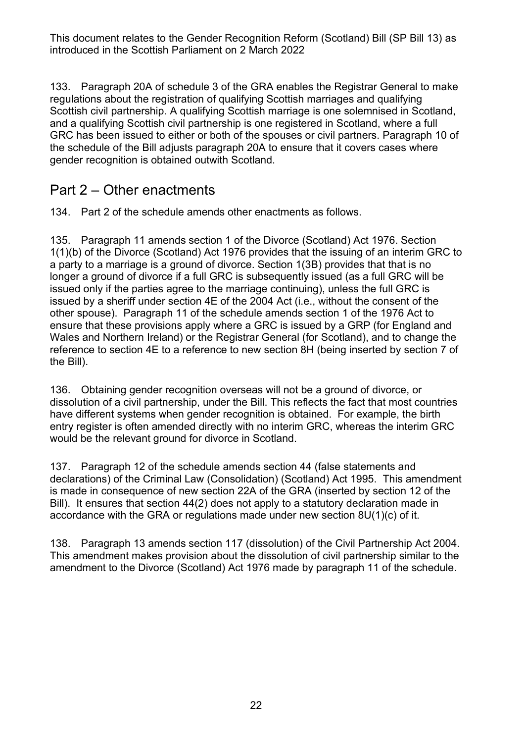133. Paragraph 20A of schedule 3 of the GRA enables the Registrar General to make regulations about the registration of qualifying Scottish marriages and qualifying Scottish civil partnership. A qualifying Scottish marriage is one solemnised in Scotland, and a qualifying Scottish civil partnership is one registered in Scotland, where a full GRC has been issued to either or both of the spouses or civil partners. Paragraph 10 of the schedule of the Bill adjusts paragraph 20A to ensure that it covers cases where gender recognition is obtained outwith Scotland.

## Part 2 – Other enactments

134. Part 2 of the schedule amends other enactments as follows.

135. Paragraph 11 amends section 1 of the Divorce (Scotland) Act 1976. Section 1(1)(b) of the Divorce (Scotland) Act 1976 provides that the issuing of an interim GRC to a party to a marriage is a ground of divorce. Section 1(3B) provides that that is no longer a ground of divorce if a full GRC is subsequently issued (as a full GRC will be issued only if the parties agree to the marriage continuing), unless the full GRC is issued by a sheriff under section 4E of the 2004 Act (i.e., without the consent of the other spouse). Paragraph 11 of the schedule amends section 1 of the 1976 Act to ensure that these provisions apply where a GRC is issued by a GRP (for England and Wales and Northern Ireland) or the Registrar General (for Scotland), and to change the reference to section 4E to a reference to new section 8H (being inserted by section 7 of the Bill).

136. Obtaining gender recognition overseas will not be a ground of divorce, or dissolution of a civil partnership, under the Bill. This reflects the fact that most countries have different systems when gender recognition is obtained. For example, the birth entry register is often amended directly with no interim GRC, whereas the interim GRC would be the relevant ground for divorce in Scotland.

137. Paragraph 12 of the schedule amends section 44 (false statements and declarations) of the Criminal Law (Consolidation) (Scotland) Act 1995. This amendment is made in consequence of new section 22A of the GRA (inserted by section 12 of the Bill). It ensures that section 44(2) does not apply to a statutory declaration made in accordance with the GRA or regulations made under new section 8U(1)(c) of it.

138. Paragraph 13 amends section 117 (dissolution) of the Civil Partnership Act 2004. This amendment makes provision about the dissolution of civil partnership similar to the amendment to the Divorce (Scotland) Act 1976 made by paragraph 11 of the schedule.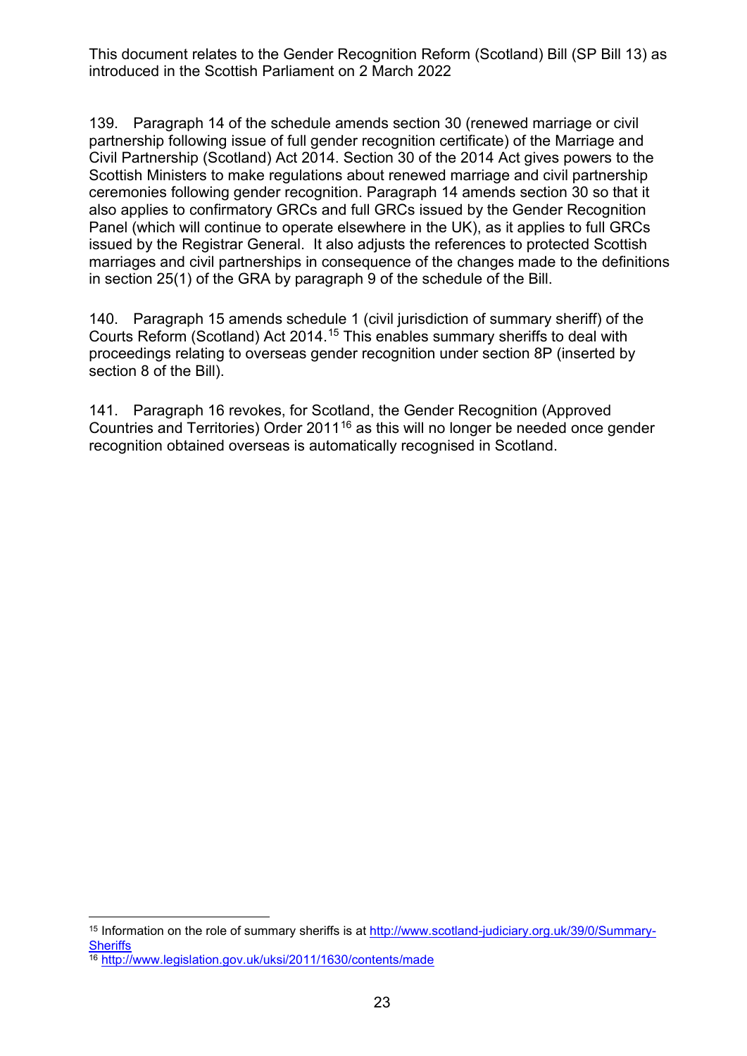139. Paragraph 14 of the schedule amends section 30 (renewed marriage or civil partnership following issue of full gender recognition certificate) of the Marriage and Civil Partnership (Scotland) Act 2014. Section 30 of the 2014 Act gives powers to the Scottish Ministers to make regulations about renewed marriage and civil partnership ceremonies following gender recognition. Paragraph 14 amends section 30 so that it also applies to confirmatory GRCs and full GRCs issued by the Gender Recognition Panel (which will continue to operate elsewhere in the UK), as it applies to full GRCs issued by the Registrar General. It also adjusts the references to protected Scottish marriages and civil partnerships in consequence of the changes made to the definitions in section 25(1) of the GRA by paragraph 9 of the schedule of the Bill.

140. Paragraph 15 amends schedule 1 (civil jurisdiction of summary sheriff) of the Courts Reform (Scotland) Act 2014.[15] This enables summary sheriffs to deal with proceedings relating to overseas gender recognition under section 8P (inserted by section 8 of the Bill).

141. Paragraph 16 revokes, for Scotland, the Gender Recognition (Approved Countries and Territories) Order 2011[16] as this will no longer be needed once gender recognition obtained overseas is automatically recognised in Scotland.

---

[15] Information on the role of summary sheriffs is at http://www.scotland-judiciary.org.uk/39/0/Summary-Sheriffs

[16] http://www.legislation.gov.uk/uksi/2011/1630/contents/made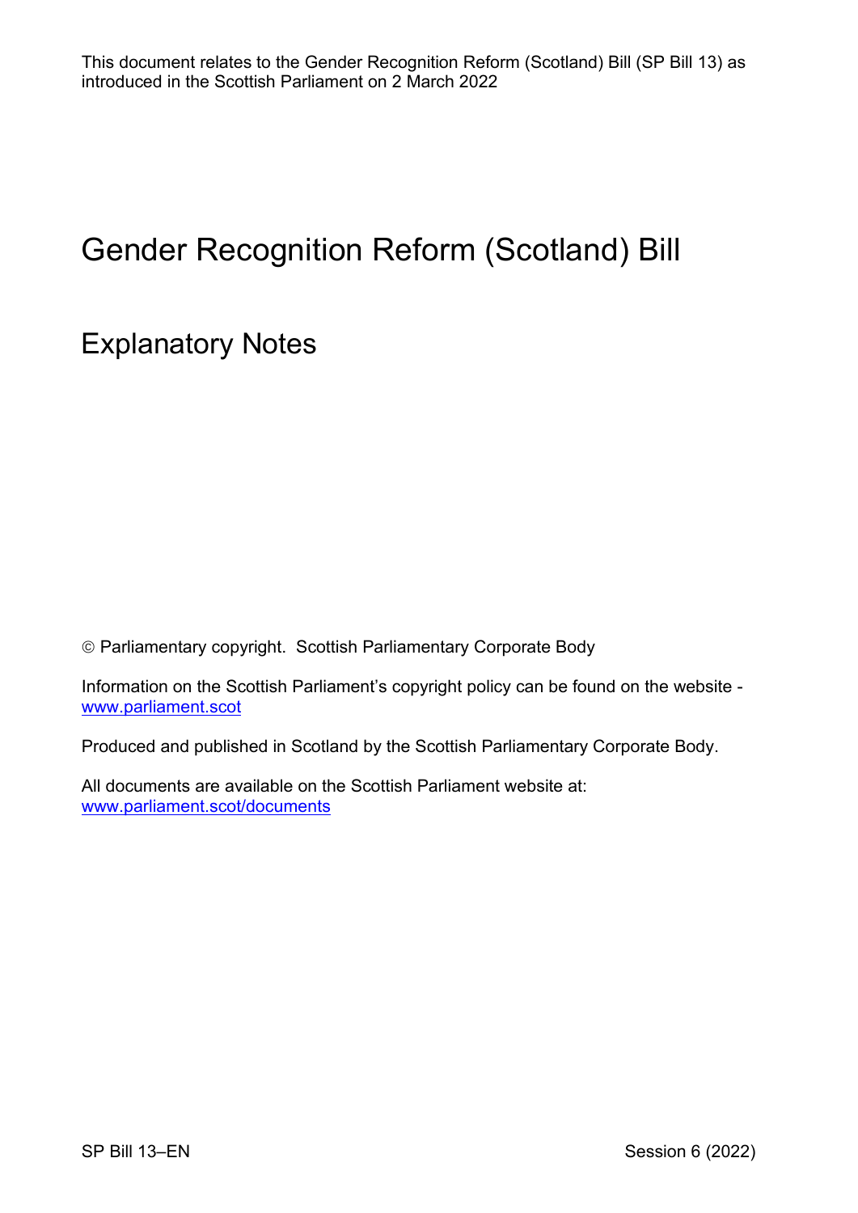This document relates to the Gender Recognition Reform (Scotland) Bill (SP Bill 13) as introduced in the Scottish Parliament on 2 March 2022

# Gender Recognition Reform (Scotland) Bill

## Explanatory Notes

© Parliamentary copyright. Scottish Parliamentary Corporate Body

Information on the Scottish Parliament's copyright policy can be found on the website - www.parliament.scot

Produced and published in Scotland by the Scottish Parliamentary Corporate Body.

All documents are available on the Scottish Parliament website at: www.parliament.scot/documents

SP Bill 13–EN

Session 6 (2022)